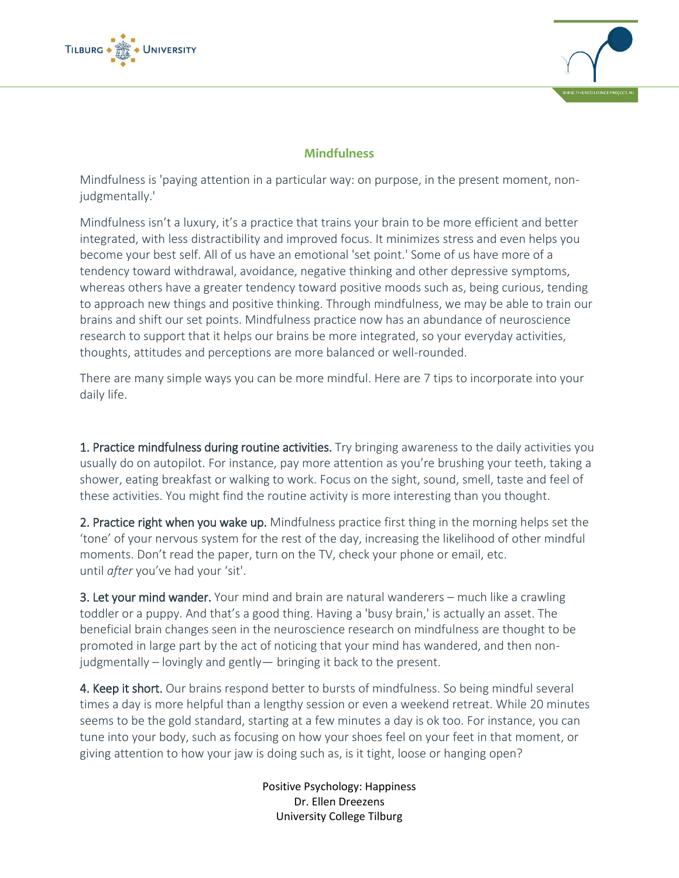## Mindfulness

Mindfulness is 'paying attention in a particular way: on purpose, in the present moment, non-judgmentally.'

Mindfulness isn't a luxury, it's a practice that trains your brain to be more efficient and better integrated, with less distractibility and improved focus. It minimizes stress and even helps you become your best self. All of us have an emotional 'set point.' Some of us have more of a tendency toward withdrawal, avoidance, negative thinking and other depressive symptoms, whereas others have a greater tendency toward positive moods such as, being curious, tending to approach new things and positive thinking. Through mindfulness, we may be able to train our brains and shift our set points. Mindfulness practice now has an abundance of neuroscience research to support that it helps our brains be more integrated, so your everyday activities, thoughts, attitudes and perceptions are more balanced or well-rounded.

There are many simple ways you can be more mindful. Here are 7 tips to incorporate into your daily life.

**1. Practice mindfulness during routine activities.** Try bringing awareness to the daily activities you usually do on autopilot. For instance, pay more attention as you're brushing your teeth, taking a shower, eating breakfast or walking to work. Focus on the sight, sound, smell, taste and feel of these activities. You might find the routine activity is more interesting than you thought.

**2. Practice right when you wake up.** Mindfulness practice first thing in the morning helps set the 'tone' of your nervous system for the rest of the day, increasing the likelihood of other mindful moments. Don't read the paper, turn on the TV, check your phone or email, etc. until *after* you've had your 'sit'.

**3. Let your mind wander.** Your mind and brain are natural wanderers – much like a crawling toddler or a puppy. And that's a good thing. Having a 'busy brain,' is actually an asset. The beneficial brain changes seen in the neuroscience research on mindfulness are thought to be promoted in large part by the act of noticing that your mind has wandered, and then non-judgmentally – lovingly and gently— bringing it back to the present.

**4. Keep it short.** Our brains respond better to bursts of mindfulness. So being mindful several times a day is more helpful than a lengthy session or even a weekend retreat. While 20 minutes seems to be the gold standard, starting at a few minutes a day is ok too. For instance, you can tune into your body, such as focusing on how your shoes feel on your feet in that moment, or giving attention to how your jaw is doing such as, is it tight, loose or hanging open?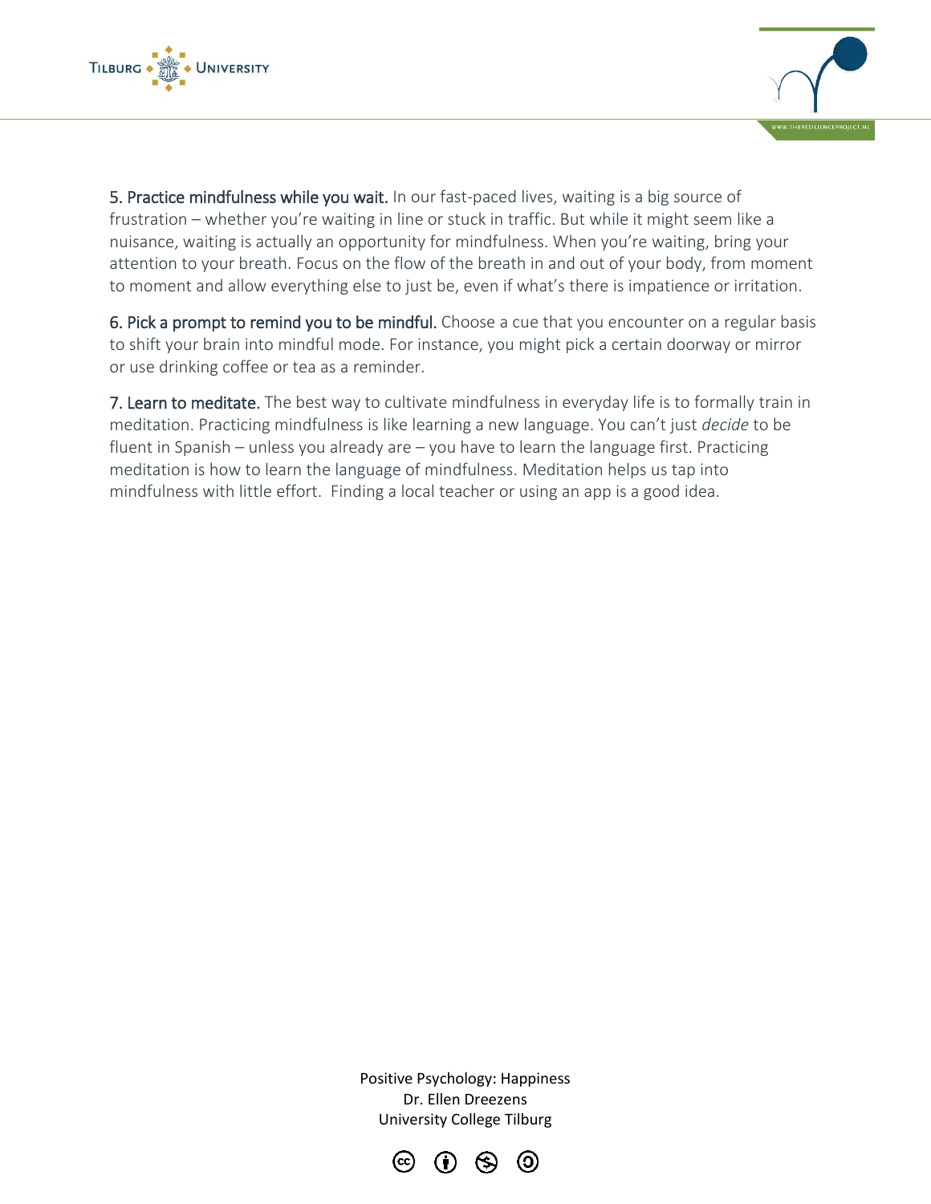**5. Practice mindfulness while you wait.** In our fast-paced lives, waiting is a big source of frustration – whether you're waiting in line or stuck in traffic. But while it might seem like a nuisance, waiting is actually an opportunity for mindfulness. When you're waiting, bring your attention to your breath. Focus on the flow of the breath in and out of your body, from moment to moment and allow everything else to just be, even if what's there is impatience or irritation.

**6. Pick a prompt to remind you to be mindful.** Choose a cue that you encounter on a regular basis to shift your brain into mindful mode. For instance, you might pick a certain doorway or mirror or use drinking coffee or tea as a reminder.

**7. Learn to meditate.** The best way to cultivate mindfulness in everyday life is to formally train in meditation. Practicing mindfulness is like learning a new language. You can't just *decide* to be fluent in Spanish – unless you already are – you have to learn the language first. Practicing meditation is how to learn the language of mindfulness. Meditation helps us tap into mindfulness with little effort. Finding a local teacher or using an app is a good idea.